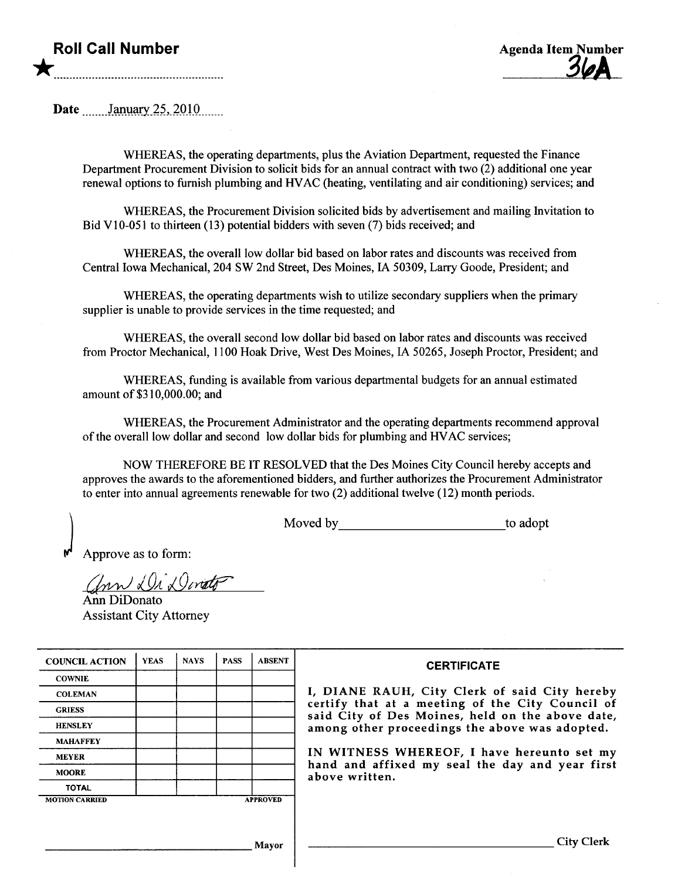**Roll Call Number** ★

**Agenda Item Number** 36A

Date January 25, 2010

WHEREAS, the operating departments, plus the Aviation Department, requested the Finance Department Procurement Division to solicit bids for an annual contract with two (2) additional one year renewal options to furnish plumbing and HVAC (heating, ventilating and air conditioning) services; and

WHEREAS, the Procurement Division solicited bids by advertisement and mailing Invitation to Bid V10-051 to thirteen (13) potential bidders with seven (7) bids received; and

WHEREAS, the overall low dollar bid based on labor rates and discounts was received from Central Iowa Mechanical, 204 SW 2nd Street, Des Moines, IA 50309, Larry Goode, President; and

WHEREAS, the operating departments wish to utilize secondary suppliers when the primary supplier is unable to provide services in the time requested; and

WHEREAS, the overall second low dollar bid based on labor rates and discounts was received from Proctor Mechanical, 1100 Hoak Drive, West Des Moines, IA 50265, Joseph Proctor, President; and

WHEREAS, funding is available from various departmental budgets for an annual estimated amount of $310,000.00; and

WHEREAS, the Procurement Administrator and the operating departments recommend approval of the overall low dollar and second low dollar bids for plumbing and HVAC services;

NOW THEREFORE BE IT RESOLVED that the Des Moines City Council hereby accepts and approves the awards to the aforementioned bidders, and further authorizes the Procurement Administrator to enter into annual agreements renewable for two (2) additional twelve (12) month periods.

Moved by ________________________ to adopt

Approve as to form:

Ann DiDonato
Assistant City Attorney

| COUNCIL ACTION | YEAS | NAYS | PASS | ABSENT |
|---|---|---|---|---|
| COWNIE | | | | |
| COLEMAN | | | | |
| GRIESS | | | | |
| HENSLEY | | | | |
| MAHAFFEY | | | | |
| MEYER | | | | |
| MOORE | | | | |
| TOTAL | | | | |

MOTION CARRIED APPROVED

________________________ Mayor

**CERTIFICATE**

I, DIANE RAUH, City Clerk of said City hereby certify that at a meeting of the City Council of said City of Des Moines, held on the above date, among other proceedings the above was adopted.

IN WITNESS WHEREOF, I have hereunto set my hand and affixed my seal the day and year first above written.

________________________ City Clerk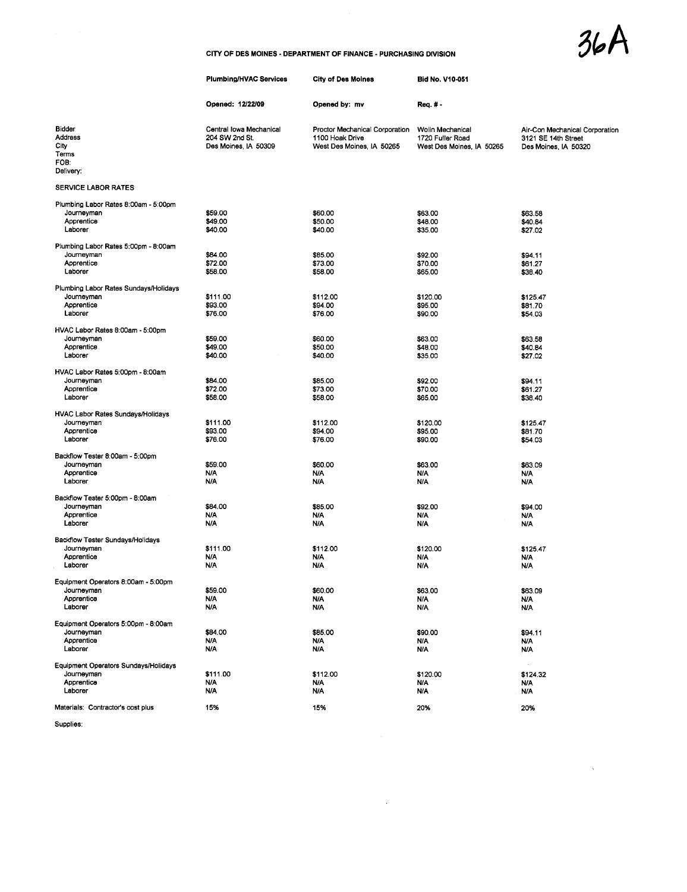36A

**CITY OF DES MOINES - DEPARTMENT OF FINANCE - PURCHASING DIVISION**

| | **Plumbing/HVAC Services** | **City of Des Moines** | **Bid No. V10-051** | |
|---|---|---|---|---|
| | **Opened: 12/22/09** | **Opened by: mv** | **Req. # -** | |
| Bidder<br>Address<br>City<br>Terms<br>FOB:<br>Delivery: | Central Iowa Mechanical<br>204 SW 2nd St.<br>Des Moines, IA 50309 | Proctor Mechanical Corporation<br>1100 Hoak Drive<br>West Des Moines, IA 50265 | Wolin Mechanical<br>1720 Fuller Road<br>West Des Moines, IA 50265 | Air-Con Mechanical Corporation<br>3121 SE 14th Street<br>Des Moines, IA 50320 |
| SERVICE LABOR RATES | | | | |
| Plumbing Labor Rates 8:00am - 5:00pm | | | | |
| Journeyman | $59.00 | $60.00 | $63.00 | $63.58 |
| Apprentice | $49.00 | $50.00 | $48.00 | $40.84 |
| Laborer | $40.00 | $40.00 | $35.00 | $27.02 |
| Plumbing Labor Rates 5:00pm - 8:00am | | | | |
| Journeyman | $84.00 | $85.00 | $92.00 | $94.11 |
| Apprentice | $72.00 | $73.00 | $70.00 | $61.27 |
| Laborer | $58.00 | $58.00 | $65.00 | $38.40 |
| Plumbing Labor Rates Sundays/Holidays | | | | |
| Journeyman | $111.00 | $112.00 | $120.00 | $125.47 |
| Apprentice | $93.00 | $94.00 | $95.00 | $81.70 |
| Laborer | $76.00 | $76.00 | $90.00 | $54.03 |
| HVAC Labor Rates 8:00am - 5:00pm | | | | |
| Journeyman | $59.00 | $60.00 | $63.00 | $63.58 |
| Apprentice | $49.00 | $50.00 | $48.00 | $40.84 |
| Laborer | $40.00 | $40.00 | $35.00 | $27.02 |
| HVAC Labor Rates 5:00pm - 8:00am | | | | |
| Journeyman | $84.00 | $85.00 | $92.00 | $94.11 |
| Apprentice | $72.00 | $73.00 | $70.00 | $61.27 |
| Laborer | $58.00 | $58.00 | $65.00 | $38.40 |
| HVAC Labor Rates Sundays/Holidays | | | | |
| Journeyman | $111.00 | $112.00 | $120.00 | $125.47 |
| Apprentice | $93.00 | $94.00 | $95.00 | $81.70 |
| Laborer | $76.00 | $76.00 | $90.00 | $54.03 |
| Backflow Tester 8:00am - 5:00pm | | | | |
| Journeyman | $59.00 | $60.00 | $63.00 | $63.09 |
| Apprentice | N/A | N/A | N/A | N/A |
| Laborer | N/A | N/A | N/A | N/A |
| Backflow Tester 5:00pm - 8:00am | | | | |
| Journeyman | $84.00 | $85.00 | $92.00 | $94.00 |
| Apprentice | N/A | N/A | N/A | N/A |
| Laborer | N/A | N/A | N/A | N/A |
| Backflow Tester Sundays/Holidays | | | | |
| Journeyman | $111.00 | $112.00 | $120.00 | $125.47 |
| Apprentice | N/A | N/A | N/A | N/A |
| Laborer | N/A | N/A | N/A | N/A |
| Equipment Operators 8:00am - 5:00pm | | | | |
| Journeyman | $59.00 | $60.00 | $63.00 | $63.09 |
| Apprentice | N/A | N/A | N/A | N/A |
| Laborer | N/A | N/A | N/A | N/A |
| Equipment Operators 5:00pm - 8:00am | | | | |
| Journeyman | $84.00 | $85.00 | $90.00 | $94.11 |
| Apprentice | N/A | N/A | N/A | N/A |
| Laborer | N/A | N/A | N/A | N/A |
| Equipment Operators Sundays/Holidays | | | | |
| Journeyman | $111.00 | $112.00 | $120.00 | $124.32 |
| Apprentice | N/A | N/A | N/A | N/A |
| Laborer | N/A | N/A | N/A | N/A |
| Materials: Contractor's cost plus | 15% | 15% | 20% | 20% |
| Supplies: | | | | |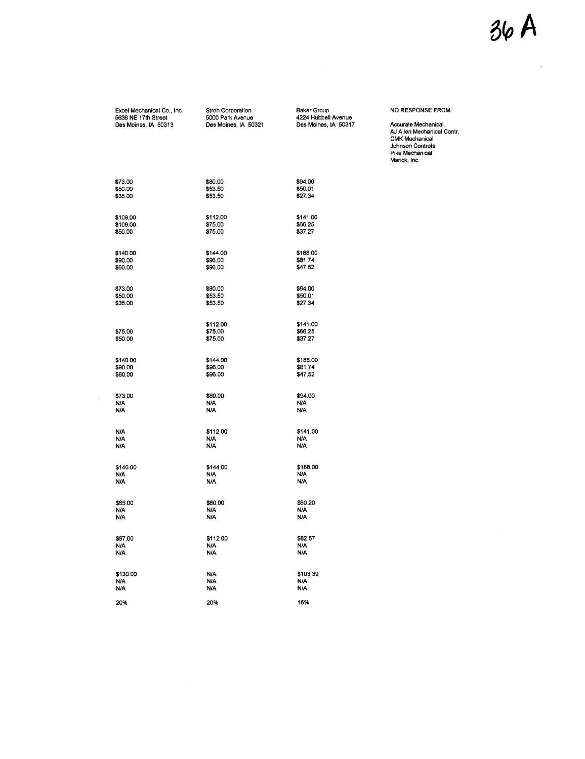# 36 A

| Excel Mechanical Co., Inc. 5636 NE 17th Street Des Moines, IA 50313 | Stroh Corporation 5000 Park Avenue Des Moines, IA 50321 | Baker Group 4224 Hubbell Avenue Des Moines, IA 50317 |
|---|---|---|
| $73.00 | $80.00 | $94.00 |
| $50.00 | $53.50 | $50.01 |
| $35.00 | $53.50 | $27.34 |
| $109.00 | $112.00 | $141.00 |
| $109.00 | $75.00 | $66.25 |
| $50.00 | $75.00 | $37.27 |
| $140.00 | $144.00 | $188.00 |
| $90.00 | $96.00 | $81.74 |
| $60.00 | $96.00 | $47.52 |
| $73.00 | $80.00 | $94.00 |
| $50.00 | $53.50 | $50.01 |
| $35.00 | $53.50 | $27.34 |
| | $112.00 | $141.00 |
| $75.00 | $75.00 | $66.25 |
| $50.00 | $75.00 | $37.27 |
| $140.00 | $144.00 | $188.00 |
| $90.00 | $96.00 | $81.74 |
| $60.00 | $96.00 | $47.52 |
| $73.00 | $80.00 | $94.00 |
| N/A | N/A | N/A |
| N/A | N/A | N/A |
| N/A | $112.00 | $141.00 |
| N/A | N/A | N/A |
| N/A | N/A | N/A |
| $140.00 | $144.00 | $188.00 |
| N/A | N/A | N/A |
| N/A | N/A | N/A |
| $65.00 | $80.00 | $60.20 |
| N/A | N/A | N/A |
| N/A | N/A | N/A |
| $97.00 | $112.00 | $82.57 |
| N/A | N/A | N/A |
| N/A | N/A | N/A |
| $130.00 | N/A | $103.39 |
| N/A | N/A | N/A |
| N/A | N/A | N/A |
| 20% | 20% | 15% |

NO RESPONSE FROM:

Accurate Mechanical
AJ Allen Mechanical Contr.
CMK Mechanical
Johnson Controls
Pike Mechanical
Marick, Inc.